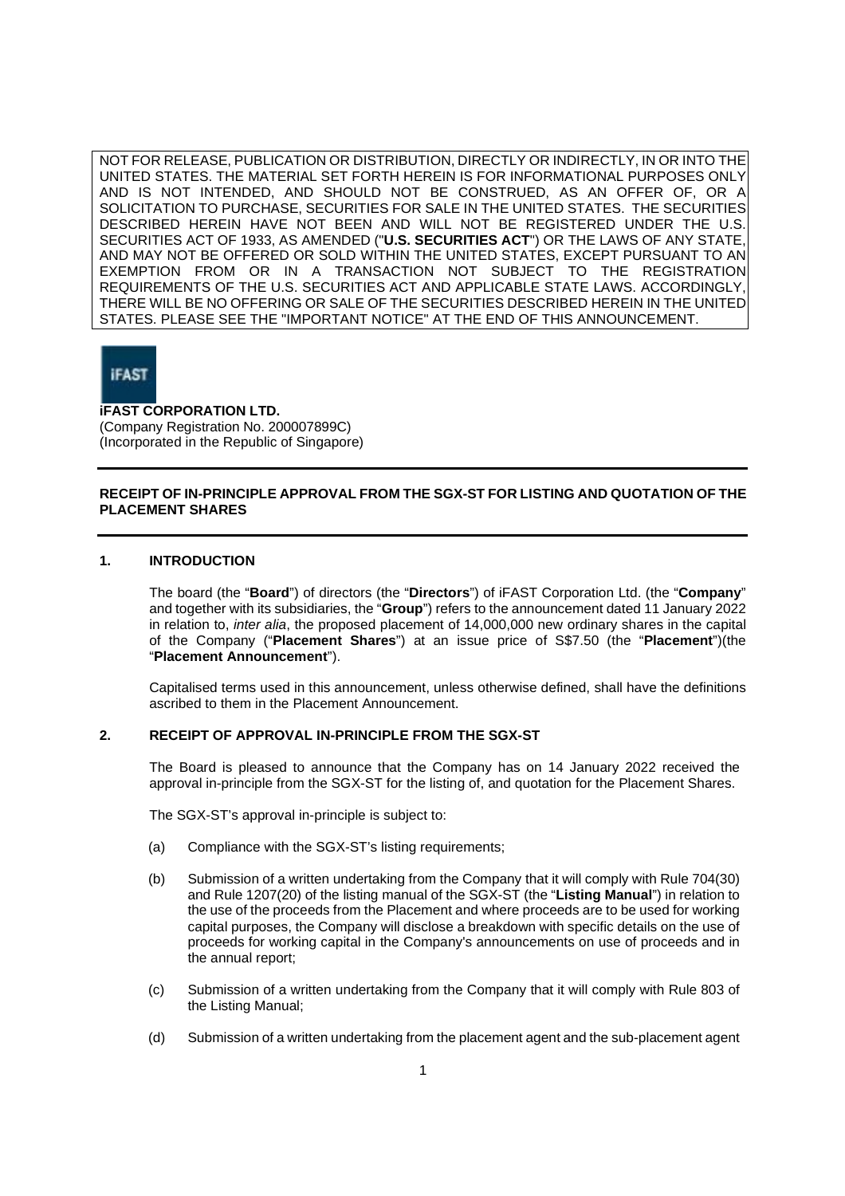NOT FOR RELEASE, PUBLICATION OR DISTRIBUTION, DIRECTLY OR INDIRECTLY, IN OR INTO THE UNITED STATES. THE MATERIAL SET FORTH HEREIN IS FOR INFORMATIONAL PURPOSES ONLY AND IS NOT INTENDED, AND SHOULD NOT BE CONSTRUED, AS AN OFFER OF, OR A SOLICITATION TO PURCHASE, SECURITIES FOR SALE IN THE UNITED STATES. THE SECURITIES DESCRIBED HEREIN HAVE NOT BEEN AND WILL NOT BE REGISTERED UNDER THE U.S. SECURITIES ACT OF 1933, AS AMENDED ("**U.S. SECURITIES ACT**") OR THE LAWS OF ANY STATE, AND MAY NOT BE OFFERED OR SOLD WITHIN THE UNITED STATES, EXCEPT PURSUANT TO AN EXEMPTION FROM OR IN A TRANSACTION NOT SUBJECT TO THE REGISTRATION REQUIREMENTS OF THE U.S. SECURITIES ACT AND APPLICABLE STATE LAWS. ACCORDINGLY, THERE WILL BE NO OFFERING OR SALE OF THE SECURITIES DESCRIBED HEREIN IN THE UNITED STATES. PLEASE SEE THE "IMPORTANT NOTICE" AT THE END OF THIS ANNOUNCEMENT.

iFAST

**iFAST CORPORATION LTD.**
(Company Registration No. 200007899C)
(Incorporated in the Republic of Singapore)

## RECEIPT OF IN-PRINCIPLE APPROVAL FROM THE SGX-ST FOR LISTING AND QUOTATION OF THE PLACEMENT SHARES

### 1. INTRODUCTION

The board (the "**Board**") of directors (the "**Directors**") of iFAST Corporation Ltd. (the "**Company**" and together with its subsidiaries, the "**Group**") refers to the announcement dated 11 January 2022 in relation to, *inter alia*, the proposed placement of 14,000,000 new ordinary shares in the capital of the Company ("**Placement Shares**") at an issue price of S$7.50 (the "**Placement**")(the "**Placement Announcement**").

Capitalised terms used in this announcement, unless otherwise defined, shall have the definitions ascribed to them in the Placement Announcement.

### 2. RECEIPT OF APPROVAL IN-PRINCIPLE FROM THE SGX-ST

The Board is pleased to announce that the Company has on 14 January 2022 received the approval in-principle from the SGX-ST for the listing of, and quotation for the Placement Shares.

The SGX-ST's approval in-principle is subject to:

(a) Compliance with the SGX-ST's listing requirements;

(b) Submission of a written undertaking from the Company that it will comply with Rule 704(30) and Rule 1207(20) of the listing manual of the SGX-ST (the "**Listing Manual**") in relation to the use of the proceeds from the Placement and where proceeds are to be used for working capital purposes, the Company will disclose a breakdown with specific details on the use of proceeds for working capital in the Company's announcements on use of proceeds and in the annual report;

(c) Submission of a written undertaking from the Company that it will comply with Rule 803 of the Listing Manual;

(d) Submission of a written undertaking from the placement agent and the sub-placement agent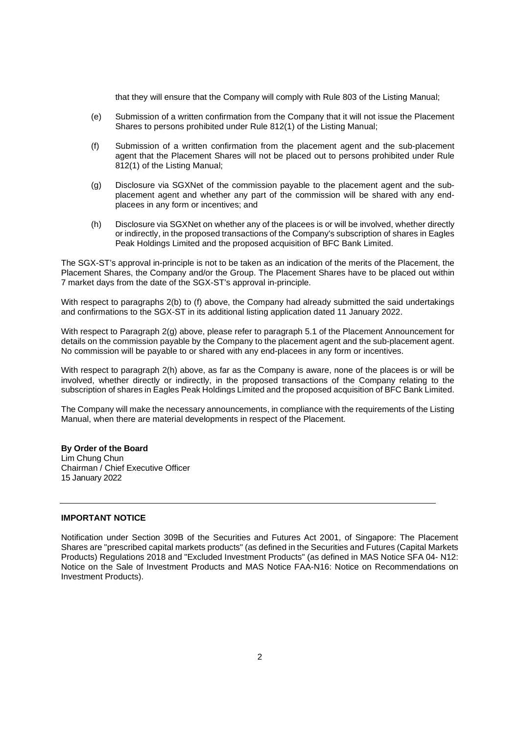that they will ensure that the Company will comply with Rule 803 of the Listing Manual;

(e) Submission of a written confirmation from the Company that it will not issue the Placement Shares to persons prohibited under Rule 812(1) of the Listing Manual;

(f) Submission of a written confirmation from the placement agent and the sub-placement agent that the Placement Shares will not be placed out to persons prohibited under Rule 812(1) of the Listing Manual;

(g) Disclosure via SGXNet of the commission payable to the placement agent and the sub-placement agent and whether any part of the commission will be shared with any end-placees in any form or incentives; and

(h) Disclosure via SGXNet on whether any of the placees is or will be involved, whether directly or indirectly, in the proposed transactions of the Company's subscription of shares in Eagles Peak Holdings Limited and the proposed acquisition of BFC Bank Limited.

The SGX-ST's approval in-principle is not to be taken as an indication of the merits of the Placement, the Placement Shares, the Company and/or the Group. The Placement Shares have to be placed out within 7 market days from the date of the SGX-ST's approval in-principle.

With respect to paragraphs 2(b) to (f) above, the Company had already submitted the said undertakings and confirmations to the SGX-ST in its additional listing application dated 11 January 2022.

With respect to Paragraph 2(g) above, please refer to paragraph 5.1 of the Placement Announcement for details on the commission payable by the Company to the placement agent and the sub-placement agent. No commission will be payable to or shared with any end-placees in any form or incentives.

With respect to paragraph 2(h) above, as far as the Company is aware, none of the placees is or will be involved, whether directly or indirectly, in the proposed transactions of the Company relating to the subscription of shares in Eagles Peak Holdings Limited and the proposed acquisition of BFC Bank Limited.

The Company will make the necessary announcements, in compliance with the requirements of the Listing Manual, when there are material developments in respect of the Placement.

**By Order of the Board**
Lim Chung Chun
Chairman / Chief Executive Officer
15 January 2022

---

**IMPORTANT NOTICE**

Notification under Section 309B of the Securities and Futures Act 2001, of Singapore: The Placement Shares are "prescribed capital markets products" (as defined in the Securities and Futures (Capital Markets Products) Regulations 2018 and "Excluded Investment Products" (as defined in MAS Notice SFA 04- N12: Notice on the Sale of Investment Products and MAS Notice FAA-N16: Notice on Recommendations on Investment Products).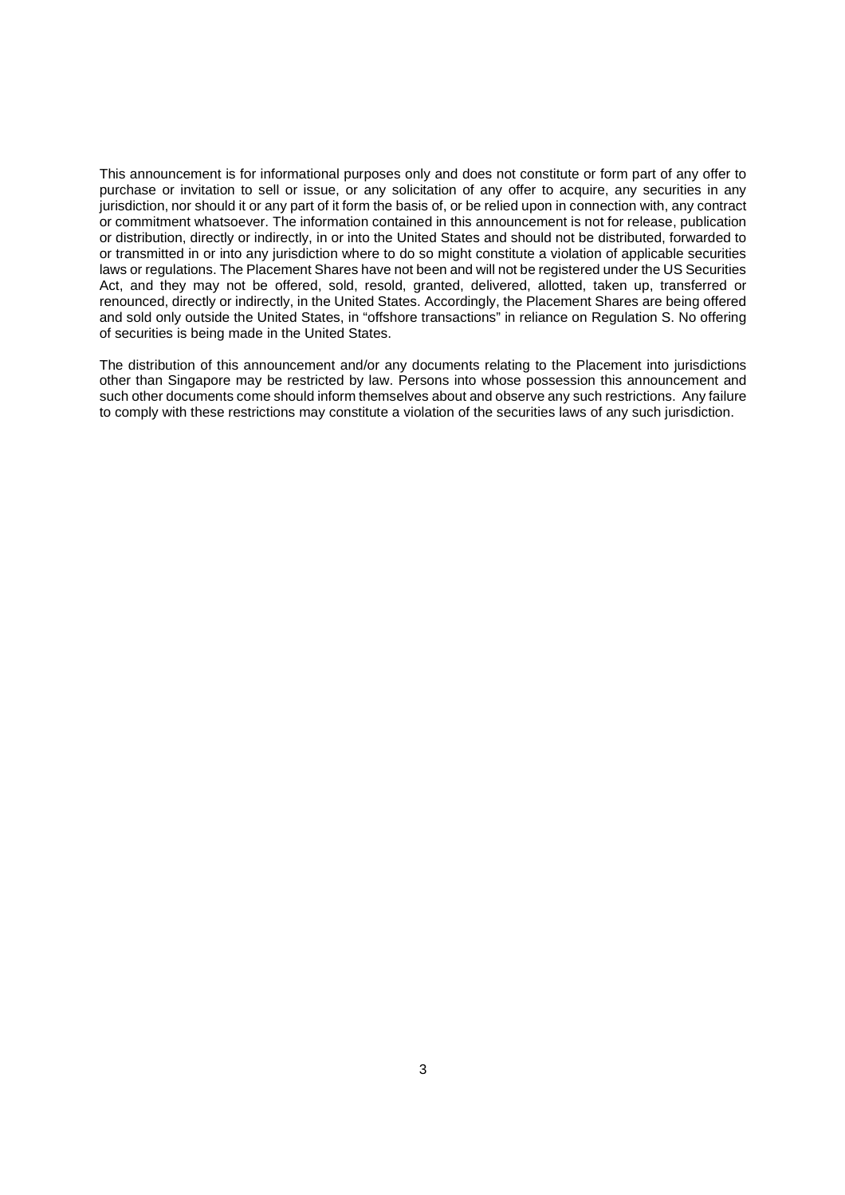This announcement is for informational purposes only and does not constitute or form part of any offer to purchase or invitation to sell or issue, or any solicitation of any offer to acquire, any securities in any jurisdiction, nor should it or any part of it form the basis of, or be relied upon in connection with, any contract or commitment whatsoever. The information contained in this announcement is not for release, publication or distribution, directly or indirectly, in or into the United States and should not be distributed, forwarded to or transmitted in or into any jurisdiction where to do so might constitute a violation of applicable securities laws or regulations. The Placement Shares have not been and will not be registered under the US Securities Act, and they may not be offered, sold, resold, granted, delivered, allotted, taken up, transferred or renounced, directly or indirectly, in the United States. Accordingly, the Placement Shares are being offered and sold only outside the United States, in "offshore transactions" in reliance on Regulation S. No offering of securities is being made in the United States.

The distribution of this announcement and/or any documents relating to the Placement into jurisdictions other than Singapore may be restricted by law. Persons into whose possession this announcement and such other documents come should inform themselves about and observe any such restrictions. Any failure to comply with these restrictions may constitute a violation of the securities laws of any such jurisdiction.